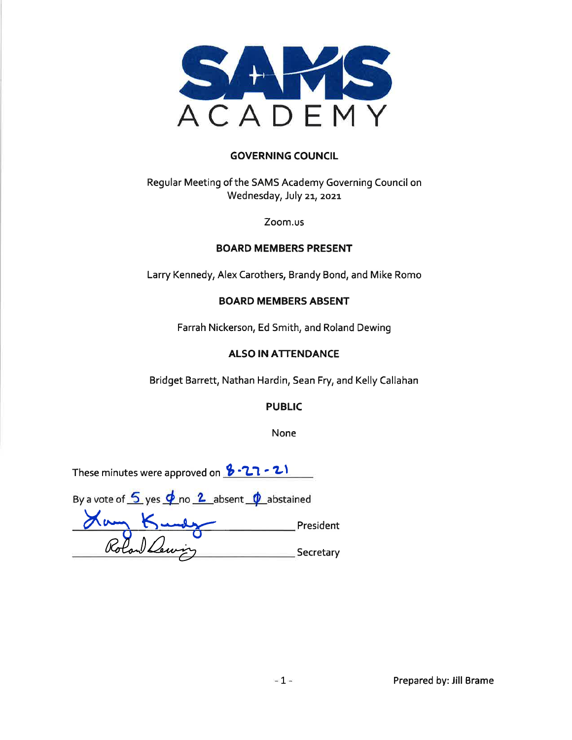# SAMS ACADEMY

## GOVERNING COUNCIL

Regular Meeting of the SAMS Academy Governing Council on Wednesday, July 21, 2021

Zoom.us

## BOARD MEMBERS PRESENT

Larry Kennedy, Alex Carothers, Brandy Bond, and Mike Romo

## BOARD MEMBERS ABSENT

Farrah Nickerson, Ed Smith, and Roland Dewing

## ALSO IN ATTENDANCE

Bridget Barrett, Nathan Hardin, Sean Fry, and Kelly Callahan

## PUBLIC

None

These minutes were approved on 8-27-21

By a vote of 5 yes 0 no 2 absent 0 abstained

Larry Kennedy _______________ President

Roland Dewing _______________ Secretary

Prepared by: Jill Brame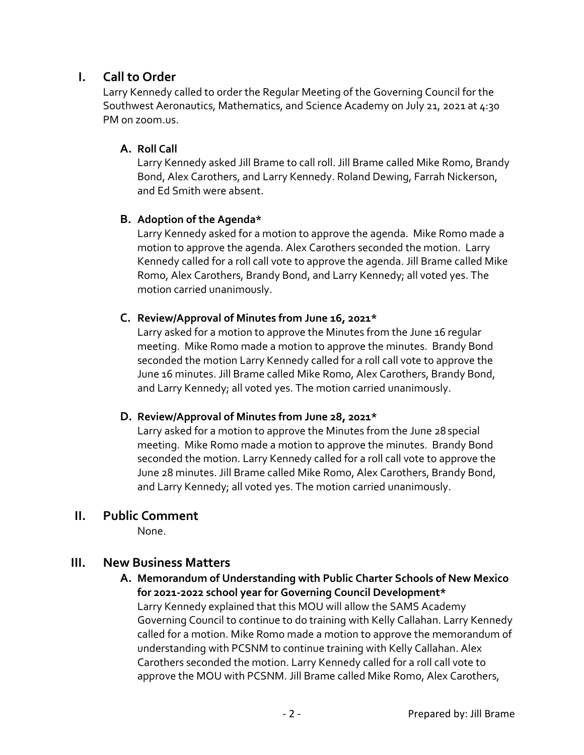## I. Call to Order

Larry Kennedy called to order the Regular Meeting of the Governing Council for the Southwest Aeronautics, Mathematics, and Science Academy on July 21, 2021 at 4:30 PM on zoom.us.

### A. Roll Call

Larry Kennedy asked Jill Brame to call roll. Jill Brame called Mike Romo, Brandy Bond, Alex Carothers, and Larry Kennedy. Roland Dewing, Farrah Nickerson, and Ed Smith were absent.

### B. Adoption of the Agenda*

Larry Kennedy asked for a motion to approve the agenda. Mike Romo made a motion to approve the agenda. Alex Carothers seconded the motion. Larry Kennedy called for a roll call vote to approve the agenda. Jill Brame called Mike Romo, Alex Carothers, Brandy Bond, and Larry Kennedy; all voted yes. The motion carried unanimously.

### C. Review/Approval of Minutes from June 16, 2021*

Larry asked for a motion to approve the Minutes from the June 16 regular meeting. Mike Romo made a motion to approve the minutes. Brandy Bond seconded the motion Larry Kennedy called for a roll call vote to approve the June 16 minutes. Jill Brame called Mike Romo, Alex Carothers, Brandy Bond, and Larry Kennedy; all voted yes. The motion carried unanimously.

### D. Review/Approval of Minutes from June 28, 2021*

Larry asked for a motion to approve the Minutes from the June 28 special meeting. Mike Romo made a motion to approve the minutes. Brandy Bond seconded the motion. Larry Kennedy called for a roll call vote to approve the June 28 minutes. Jill Brame called Mike Romo, Alex Carothers, Brandy Bond, and Larry Kennedy; all voted yes. The motion carried unanimously.

## II. Public Comment

None.

## III. New Business Matters

### A. Memorandum of Understanding with Public Charter Schools of New Mexico for 2021-2022 school year for Governing Council Development*

Larry Kennedy explained that this MOU will allow the SAMS Academy Governing Council to continue to do training with Kelly Callahan. Larry Kennedy called for a motion. Mike Romo made a motion to approve the memorandum of understanding with PCSNM to continue training with Kelly Callahan. Alex Carothers seconded the motion. Larry Kennedy called for a roll call vote to approve the MOU with PCSNM. Jill Brame called Mike Romo, Alex Carothers,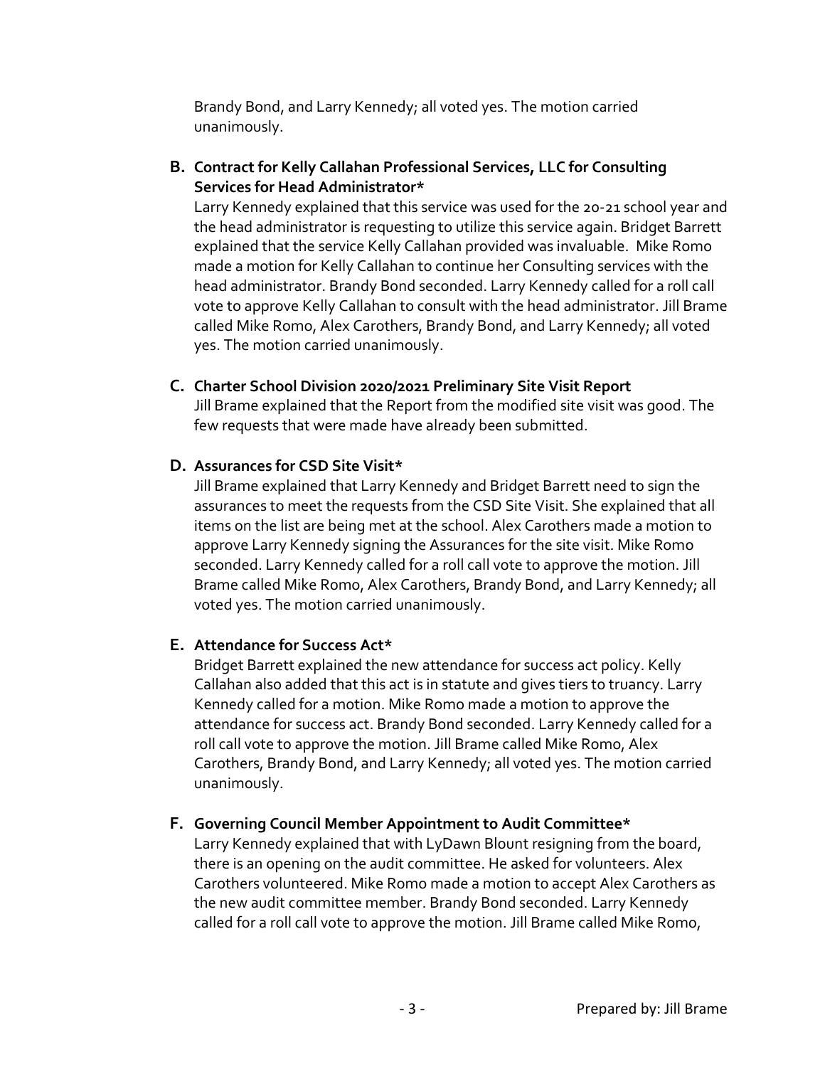Brandy Bond, and Larry Kennedy; all voted yes. The motion carried unanimously.

**B. Contract for Kelly Callahan Professional Services, LLC for Consulting Services for Head Administrator***

Larry Kennedy explained that this service was used for the 20-21 school year and the head administrator is requesting to utilize this service again. Bridget Barrett explained that the service Kelly Callahan provided was invaluable. Mike Romo made a motion for Kelly Callahan to continue her Consulting services with the head administrator. Brandy Bond seconded. Larry Kennedy called for a roll call vote to approve Kelly Callahan to consult with the head administrator. Jill Brame called Mike Romo, Alex Carothers, Brandy Bond, and Larry Kennedy; all voted yes. The motion carried unanimously.

**C. Charter School Division 2020/2021 Preliminary Site Visit Report**

Jill Brame explained that the Report from the modified site visit was good. The few requests that were made have already been submitted.

**D. Assurances for CSD Site Visit***

Jill Brame explained that Larry Kennedy and Bridget Barrett need to sign the assurances to meet the requests from the CSD Site Visit. She explained that all items on the list are being met at the school. Alex Carothers made a motion to approve Larry Kennedy signing the Assurances for the site visit. Mike Romo seconded. Larry Kennedy called for a roll call vote to approve the motion. Jill Brame called Mike Romo, Alex Carothers, Brandy Bond, and Larry Kennedy; all voted yes. The motion carried unanimously.

**E. Attendance for Success Act***

Bridget Barrett explained the new attendance for success act policy. Kelly Callahan also added that this act is in statute and gives tiers to truancy. Larry Kennedy called for a motion. Mike Romo made a motion to approve the attendance for success act. Brandy Bond seconded. Larry Kennedy called for a roll call vote to approve the motion. Jill Brame called Mike Romo, Alex Carothers, Brandy Bond, and Larry Kennedy; all voted yes. The motion carried unanimously.

**F. Governing Council Member Appointment to Audit Committee***

Larry Kennedy explained that with LyDawn Blount resigning from the board, there is an opening on the audit committee. He asked for volunteers. Alex Carothers volunteered. Mike Romo made a motion to accept Alex Carothers as the new audit committee member. Brandy Bond seconded. Larry Kennedy called for a roll call vote to approve the motion. Jill Brame called Mike Romo,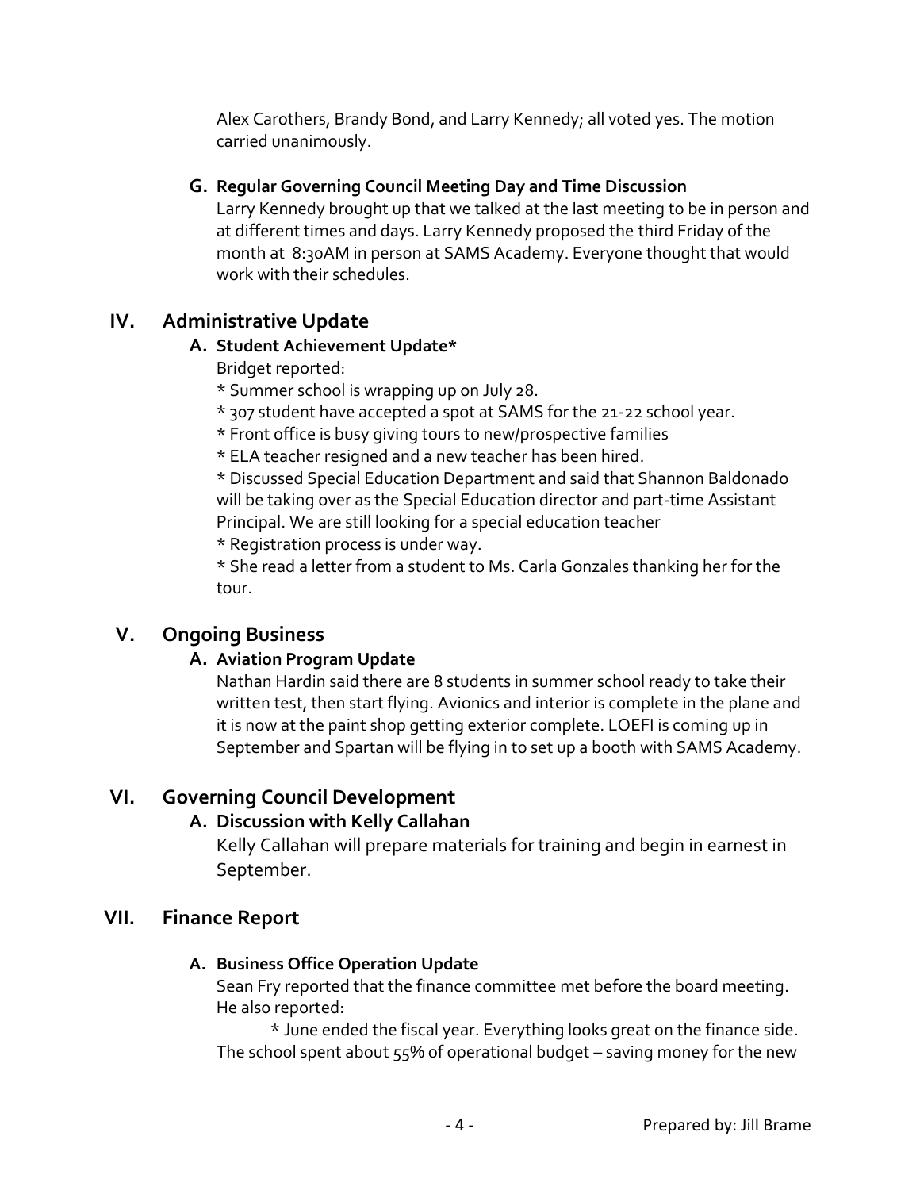Alex Carothers, Brandy Bond, and Larry Kennedy; all voted yes. The motion carried unanimously.

**G. Regular Governing Council Meeting Day and Time Discussion**

Larry Kennedy brought up that we talked at the last meeting to be in person and at different times and days. Larry Kennedy proposed the third Friday of the month at 8:30AM in person at SAMS Academy. Everyone thought that would work with their schedules.

## IV. Administrative Update

**A. Student Achievement Update***

Bridget reported:

* Summer school is wrapping up on July 28.
* 307 student have accepted a spot at SAMS for the 21-22 school year.
* Front office is busy giving tours to new/prospective families
* ELA teacher resigned and a new teacher has been hired.
* Discussed Special Education Department and said that Shannon Baldonado will be taking over as the Special Education director and part-time Assistant Principal. We are still looking for a special education teacher
* Registration process is under way.
* She read a letter from a student to Ms. Carla Gonzales thanking her for the tour.

## V. Ongoing Business

**A. Aviation Program Update**

Nathan Hardin said there are 8 students in summer school ready to take their written test, then start flying. Avionics and interior is complete in the plane and it is now at the paint shop getting exterior complete. LOEFI is coming up in September and Spartan will be flying in to set up a booth with SAMS Academy.

## VI. Governing Council Development

**A. Discussion with Kelly Callahan**

Kelly Callahan will prepare materials for training and begin in earnest in September.

## VII. Finance Report

**A. Business Office Operation Update**

Sean Fry reported that the finance committee met before the board meeting. He also reported:

* June ended the fiscal year. Everything looks great on the finance side. The school spent about 55% of operational budget – saving money for the new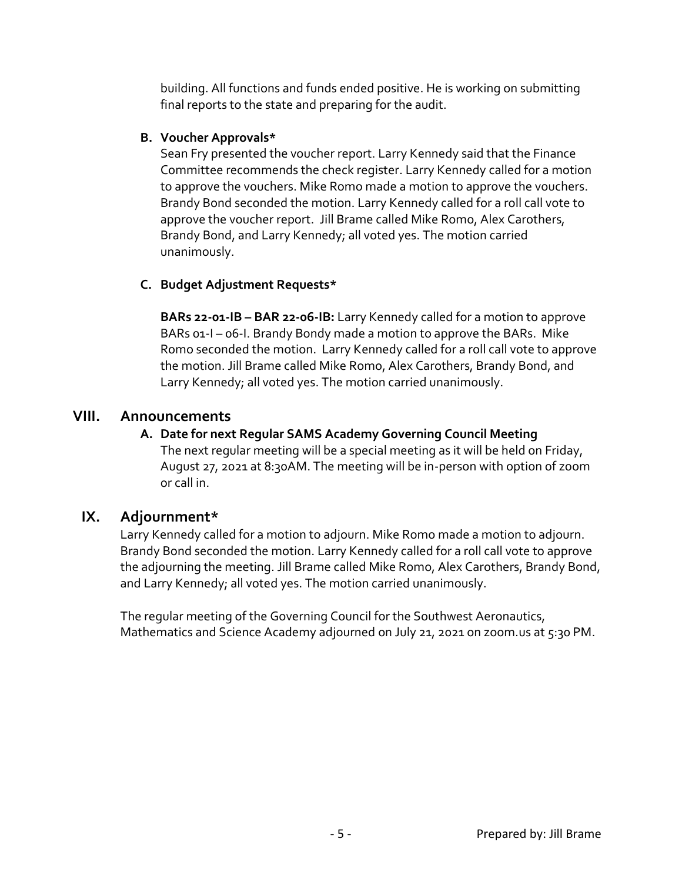building. All functions and funds ended positive. He is working on submitting final reports to the state and preparing for the audit.

**B. Voucher Approvals***

Sean Fry presented the voucher report. Larry Kennedy said that the Finance Committee recommends the check register. Larry Kennedy called for a motion to approve the vouchers. Mike Romo made a motion to approve the vouchers. Brandy Bond seconded the motion. Larry Kennedy called for a roll call vote to approve the voucher report. Jill Brame called Mike Romo, Alex Carothers, Brandy Bond, and Larry Kennedy; all voted yes. The motion carried unanimously.

**C. Budget Adjustment Requests***

**BARs 22-01-IB – BAR 22-06-IB:** Larry Kennedy called for a motion to approve BARs 01-I – 06-I. Brandy Bondy made a motion to approve the BARs. Mike Romo seconded the motion. Larry Kennedy called for a roll call vote to approve the motion. Jill Brame called Mike Romo, Alex Carothers, Brandy Bond, and Larry Kennedy; all voted yes. The motion carried unanimously.

## VIII. Announcements

**A. Date for next Regular SAMS Academy Governing Council Meeting**

The next regular meeting will be a special meeting as it will be held on Friday, August 27, 2021 at 8:30AM. The meeting will be in-person with option of zoom or call in.

## IX. Adjournment*

Larry Kennedy called for a motion to adjourn. Mike Romo made a motion to adjourn. Brandy Bond seconded the motion. Larry Kennedy called for a roll call vote to approve the adjourning the meeting. Jill Brame called Mike Romo, Alex Carothers, Brandy Bond, and Larry Kennedy; all voted yes. The motion carried unanimously.

The regular meeting of the Governing Council for the Southwest Aeronautics, Mathematics and Science Academy adjourned on July 21, 2021 on zoom.us at 5:30 PM.

Prepared by: Jill Brame